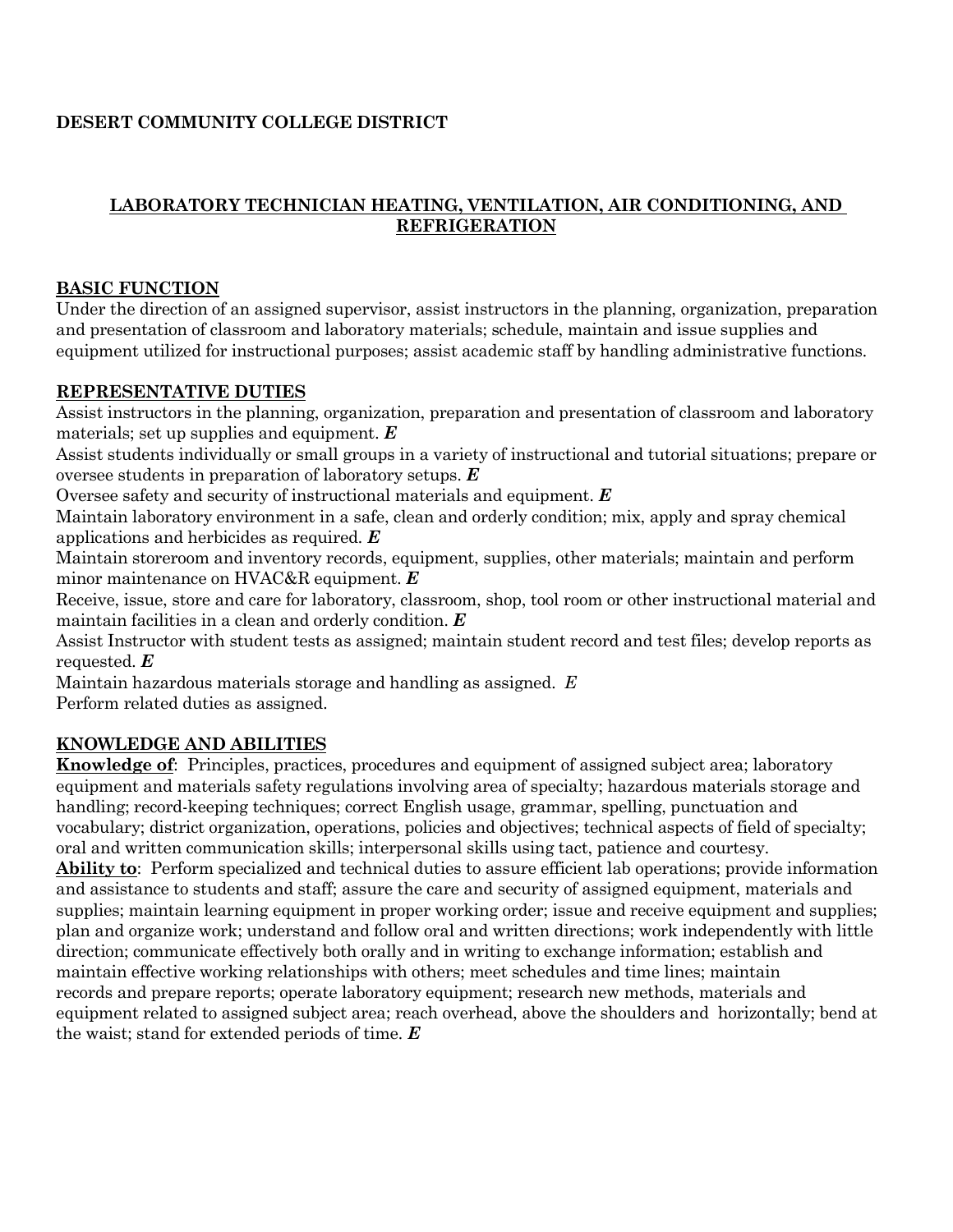**DESERT COMMUNITY COLLEGE DISTRICT**

# LABORATORY TECHNICIAN HEATING, VENTILATION, AIR CONDITIONING, AND REFRIGERATION

## BASIC FUNCTION

Under the direction of an assigned supervisor, assist instructors in the planning, organization, preparation and presentation of classroom and laboratory materials; schedule, maintain and issue supplies and equipment utilized for instructional purposes; assist academic staff by handling administrative functions.

## REPRESENTATIVE DUTIES

Assist instructors in the planning, organization, preparation and presentation of classroom and laboratory materials; set up supplies and equipment. ***E***

Assist students individually or small groups in a variety of instructional and tutorial situations; prepare or oversee students in preparation of laboratory setups. ***E***

Oversee safety and security of instructional materials and equipment. ***E***

Maintain laboratory environment in a safe, clean and orderly condition; mix, apply and spray chemical applications and herbicides as required. ***E***

Maintain storeroom and inventory records, equipment, supplies, other materials; maintain and perform minor maintenance on HVAC&R equipment. ***E***

Receive, issue, store and care for laboratory, classroom, shop, tool room or other instructional material and maintain facilities in a clean and orderly condition. ***E***

Assist Instructor with student tests as assigned; maintain student record and test files; develop reports as requested. ***E***

Maintain hazardous materials storage and handling as assigned. *E*

Perform related duties as assigned.

## KNOWLEDGE AND ABILITIES

**Knowledge of**: Principles, practices, procedures and equipment of assigned subject area; laboratory equipment and materials safety regulations involving area of specialty; hazardous materials storage and handling; record-keeping techniques; correct English usage, grammar, spelling, punctuation and vocabulary; district organization, operations, policies and objectives; technical aspects of field of specialty; oral and written communication skills; interpersonal skills using tact, patience and courtesy.

**Ability to**: Perform specialized and technical duties to assure efficient lab operations; provide information and assistance to students and staff; assure the care and security of assigned equipment, materials and supplies; maintain learning equipment in proper working order; issue and receive equipment and supplies; plan and organize work; understand and follow oral and written directions; work independently with little direction; communicate effectively both orally and in writing to exchange information; establish and maintain effective working relationships with others; meet schedules and time lines; maintain records and prepare reports; operate laboratory equipment; research new methods, materials and equipment related to assigned subject area; reach overhead, above the shoulders and horizontally; bend at the waist; stand for extended periods of time. ***E***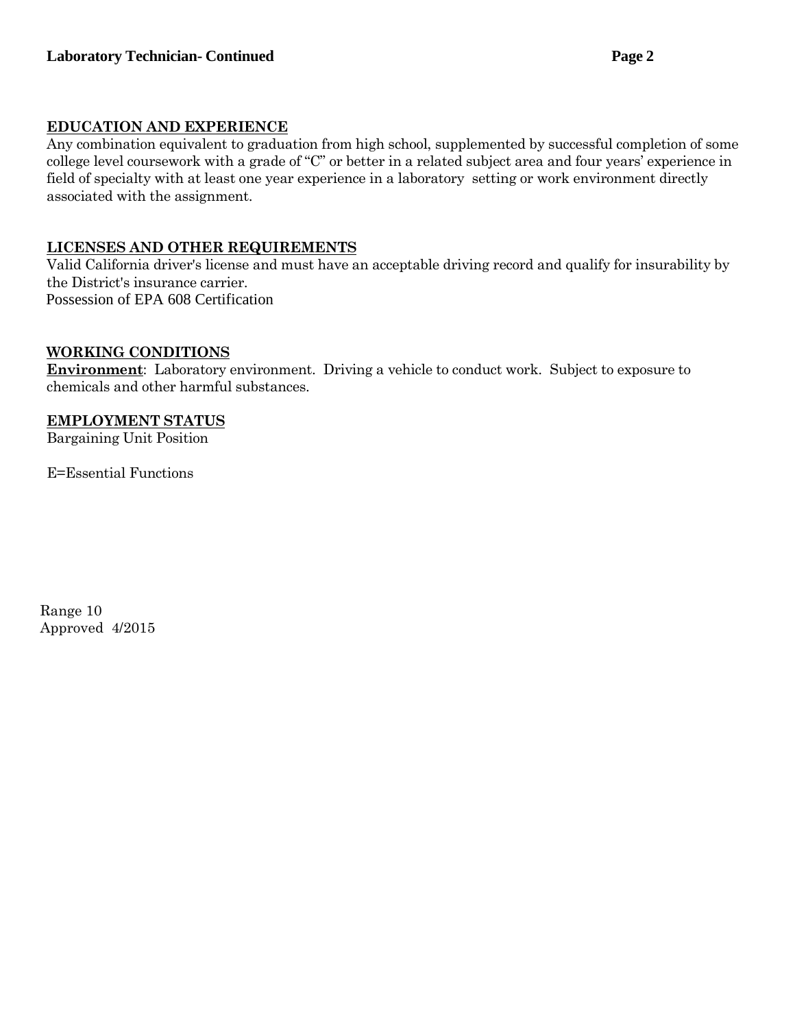## EDUCATION AND EXPERIENCE

Any combination equivalent to graduation from high school, supplemented by successful completion of some college level coursework with a grade of "C" or better in a related subject area and four years' experience in field of specialty with at least one year experience in a laboratory setting or work environment directly associated with the assignment.

## LICENSES AND OTHER REQUIREMENTS

Valid California driver's license and must have an acceptable driving record and qualify for insurability by the District's insurance carrier.
Possession of EPA 608 Certification

## WORKING CONDITIONS

**Environment**: Laboratory environment. Driving a vehicle to conduct work. Subject to exposure to chemicals and other harmful substances.

## EMPLOYMENT STATUS

Bargaining Unit Position

E=Essential Functions

Range 10
Approved 4/2015